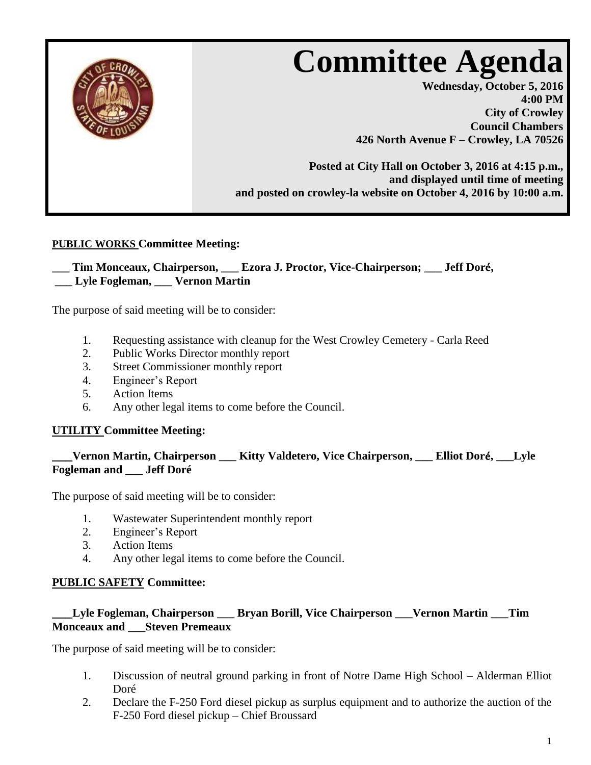// Committee Agenda

**Wednesday, October 5, 2016**
**4:00 PM**
**City of Crowley**
**Council Chambers**
**426 North Avenue F – Crowley, LA 70526**

**Posted at City Hall on October 3, 2016 at 4:15 p.m., and displayed until time of meeting and posted on crowley-la website on October 4, 2016 by 10:00 a.m.**

**PUBLIC WORKS Committee Meeting:**

**___ Tim Monceaux, Chairperson, ___ Ezora J. Proctor, Vice-Chairperson; ___ Jeff Doré, ___ Lyle Fogleman, ___ Vernon Martin**

The purpose of said meeting will be to consider:

1. Requesting assistance with cleanup for the West Crowley Cemetery - Carla Reed
2. Public Works Director monthly report
3. Street Commissioner monthly report
4. Engineer's Report
5. Action Items
6. Any other legal items to come before the Council.

**UTILITY Committee Meeting:**

**___Vernon Martin, Chairperson ___ Kitty Valdetero, Vice Chairperson, ___ Elliot Doré, ___Lyle Fogleman and ___ Jeff Doré**

The purpose of said meeting will be to consider:

1. Wastewater Superintendent monthly report
2. Engineer's Report
3. Action Items
4. Any other legal items to come before the Council.

**PUBLIC SAFETY Committee:**

**___Lyle Fogleman, Chairperson ___ Bryan Borill, Vice Chairperson ___Vernon Martin ___Tim Monceaux and ___Steven Premeaux**

The purpose of said meeting will be to consider:

1. Discussion of neutral ground parking in front of Notre Dame High School – Alderman Elliot Doré
2. Declare the F-250 Ford diesel pickup as surplus equipment and to authorize the auction of the F-250 Ford diesel pickup – Chief Broussard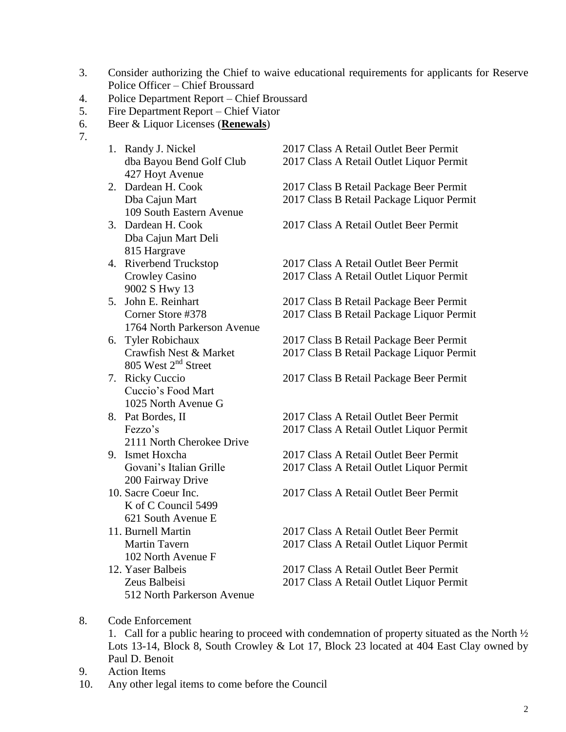3. Consider authorizing the Chief to waive educational requirements for applicants for Reserve Police Officer – Chief Broussard
4. Police Department Report – Chief Broussard
5. Fire Department Report – Chief Viator
6. Beer & Liquor Licenses (**<u>Renewals</u>**)
7.

| | Applicant | Permit |
|---|---|---|
| 1. | Randy J. Nickel<br>dba Bayou Bend Golf Club<br>427 Hoyt Avenue | 2017 Class A Retail Outlet Beer Permit<br>2017 Class A Retail Outlet Liquor Permit |
| 2. | Dardean H. Cook<br>Dba Cajun Mart<br>109 South Eastern Avenue | 2017 Class B Retail Package Beer Permit<br>2017 Class B Retail Package Liquor Permit |
| 3. | Dardean H. Cook<br>Dba Cajun Mart Deli<br>815 Hargrave | 2017 Class A Retail Outlet Beer Permit |
| 4. | Riverbend Truckstop<br>Crowley Casino<br>9002 S Hwy 13 | 2017 Class A Retail Outlet Beer Permit<br>2017 Class A Retail Outlet Liquor Permit |
| 5. | John E. Reinhart<br>Corner Store #378<br>1764 North Parkerson Avenue | 2017 Class B Retail Package Beer Permit<br>2017 Class B Retail Package Liquor Permit |
| 6. | Tyler Robichaux<br>Crawfish Nest & Market<br>805 West 2nd Street | 2017 Class B Retail Package Beer Permit<br>2017 Class B Retail Package Liquor Permit |
| 7. | Ricky Cuccio<br>Cuccio's Food Mart<br>1025 North Avenue G | 2017 Class B Retail Package Beer Permit |
| 8. | Pat Bordes, II<br>Fezzo's<br>2111 North Cherokee Drive | 2017 Class A Retail Outlet Beer Permit<br>2017 Class A Retail Outlet Liquor Permit |
| 9. | Ismet Hoxcha<br>Govani's Italian Grille<br>200 Fairway Drive | 2017 Class A Retail Outlet Beer Permit<br>2017 Class A Retail Outlet Liquor Permit |
| 10. | Sacre Coeur Inc.<br>K of C Council 5499<br>621 South Avenue E | 2017 Class A Retail Outlet Beer Permit |
| 11. | Burnell Martin<br>Martin Tavern<br>102 North Avenue F | 2017 Class A Retail Outlet Beer Permit<br>2017 Class A Retail Outlet Liquor Permit |
| 12. | Yaser Balbeis<br>Zeus Balbeisi<br>512 North Parkerson Avenue | 2017 Class A Retail Outlet Beer Permit<br>2017 Class A Retail Outlet Liquor Permit |

8. Code Enforcement

   1. Call for a public hearing to proceed with condemnation of property situated as the North ½ Lots 13-14, Block 8, South Crowley & Lot 17, Block 23 located at 404 East Clay owned by Paul D. Benoit

9. Action Items
10. Any other legal items to come before the Council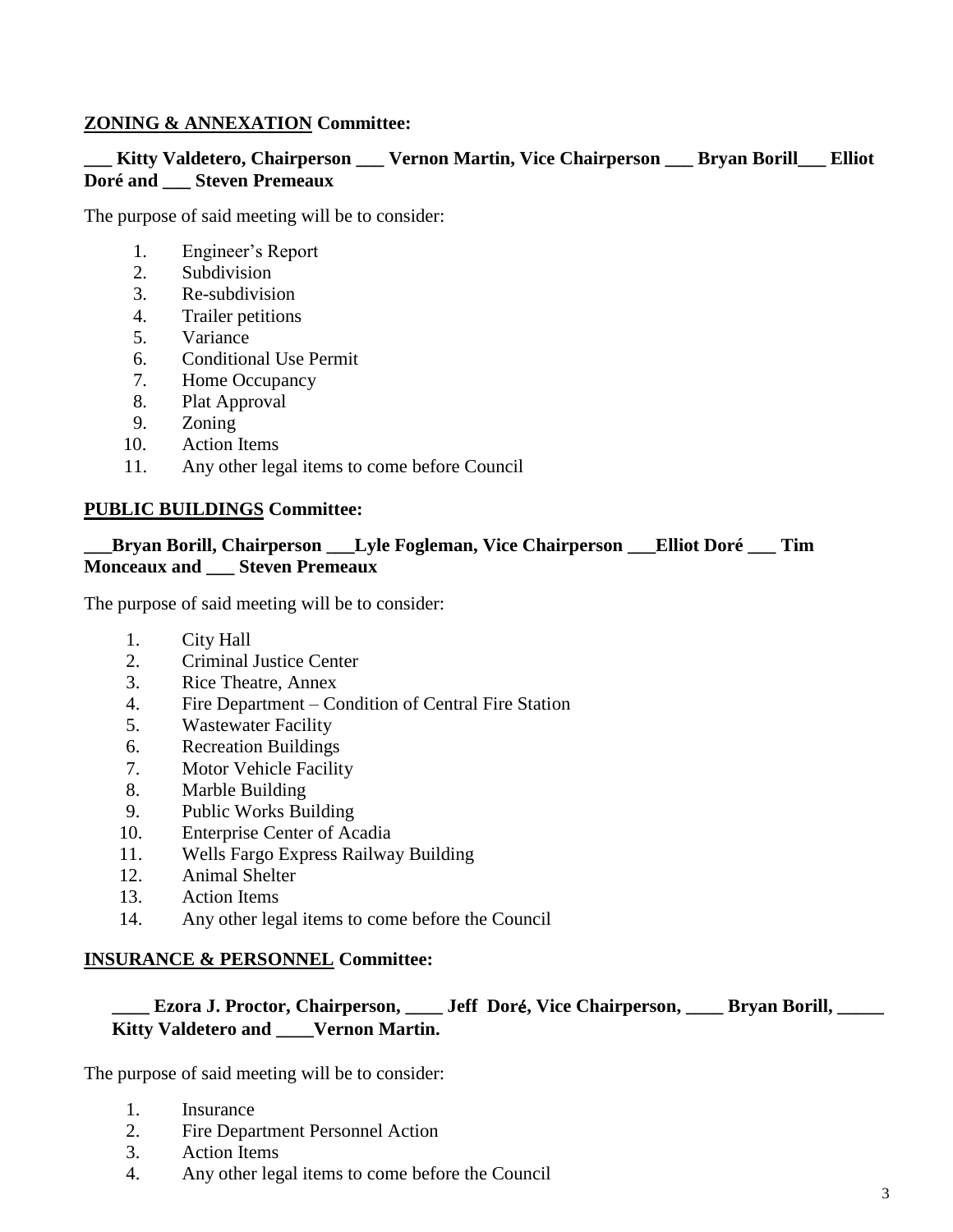**<u>ZONING & ANNEXATION</u> Committee:**

**___ Kitty Valdetero, Chairperson ___ Vernon Martin, Vice Chairperson ___ Bryan Borill___ Elliot Doré and ___ Steven Premeaux**

The purpose of said meeting will be to consider:

1. Engineer's Report
2. Subdivision
3. Re-subdivision
4. Trailer petitions
5. Variance
6. Conditional Use Permit
7. Home Occupancy
8. Plat Approval
9. Zoning
10. Action Items
11. Any other legal items to come before Council

**<u>PUBLIC BUILDINGS</u> Committee:**

**___Bryan Borill, Chairperson ___Lyle Fogleman, Vice Chairperson ___Elliot Doré ___ Tim Monceaux and ___ Steven Premeaux**

The purpose of said meeting will be to consider:

1. City Hall
2. Criminal Justice Center
3. Rice Theatre, Annex
4. Fire Department – Condition of Central Fire Station
5. Wastewater Facility
6. Recreation Buildings
7. Motor Vehicle Facility
8. Marble Building
9. Public Works Building
10. Enterprise Center of Acadia
11. Wells Fargo Express Railway Building
12. Animal Shelter
13. Action Items
14. Any other legal items to come before the Council

**<u>INSURANCE & PERSONNEL</u> Committee:**

**____ Ezora J. Proctor, Chairperson, ____ Jeff Doré, Vice Chairperson, ____ Bryan Borill, _____ Kitty Valdetero and ____Vernon Martin.**

The purpose of said meeting will be to consider:

1. Insurance
2. Fire Department Personnel Action
3. Action Items
4. Any other legal items to come before the Council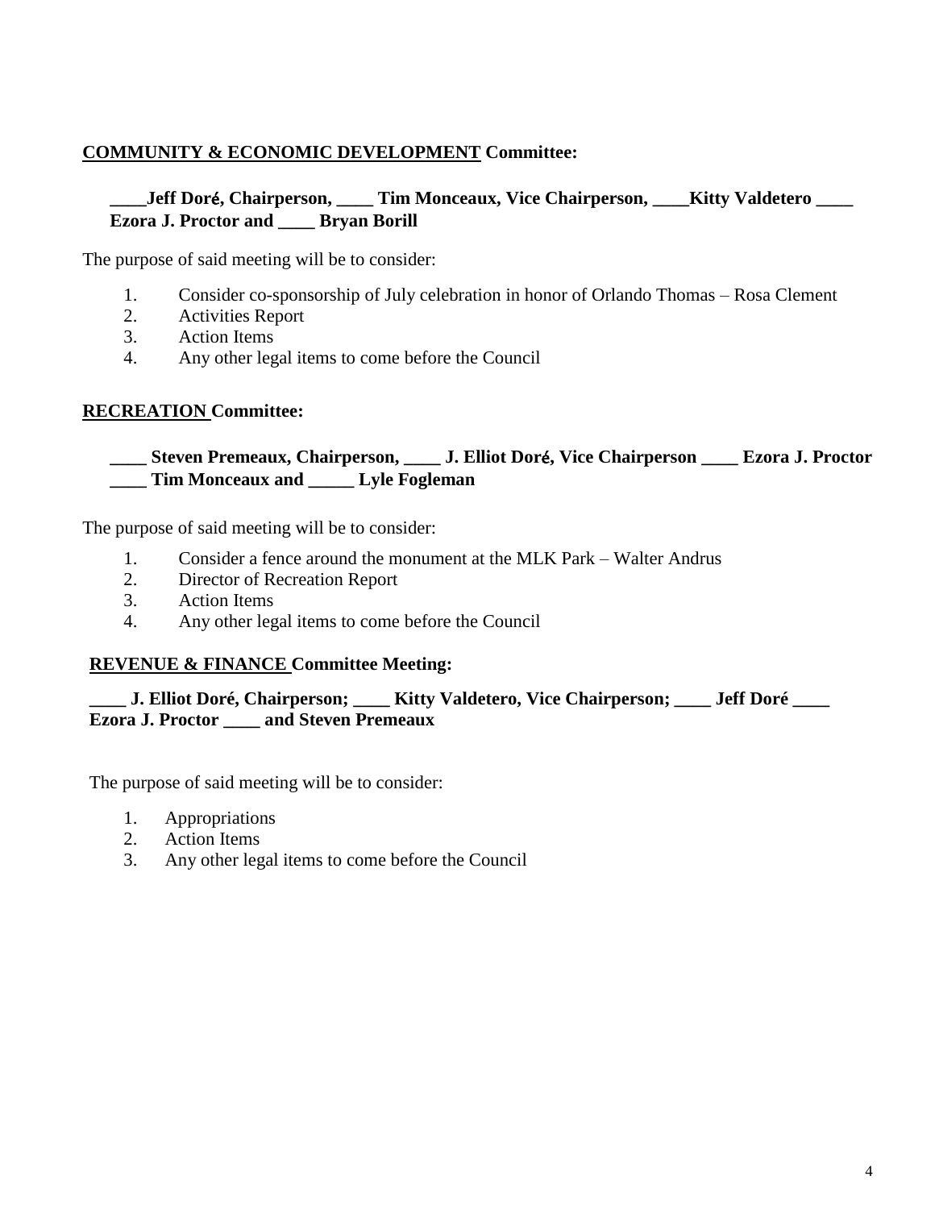**<u>COMMUNITY & ECONOMIC DEVELOPMENT</u> Committee:**

**____Jeff Doré, Chairperson, ____ Tim Monceaux, Vice Chairperson, ____Kitty Valdetero ____ Ezora J. Proctor and ____ Bryan Borill**

The purpose of said meeting will be to consider:

1. Consider co-sponsorship of July celebration in honor of Orlando Thomas – Rosa Clement
2. Activities Report
3. Action Items
4. Any other legal items to come before the Council

**<u>RECREATION</u> Committee:**

**____ Steven Premeaux, Chairperson, ____ J. Elliot Doré, Vice Chairperson ____ Ezora J. Proctor ____ Tim Monceaux and _____ Lyle Fogleman**

The purpose of said meeting will be to consider:

1. Consider a fence around the monument at the MLK Park – Walter Andrus
2. Director of Recreation Report
3. Action Items
4. Any other legal items to come before the Council

**<u>REVENUE & FINANCE</u> Committee Meeting:**

**____ J. Elliot Doré, Chairperson; ____ Kitty Valdetero, Vice Chairperson; ____ Jeff Doré ____ Ezora J. Proctor ____ and Steven Premeaux**

The purpose of said meeting will be to consider:

1. Appropriations
2. Action Items
3. Any other legal items to come before the Council